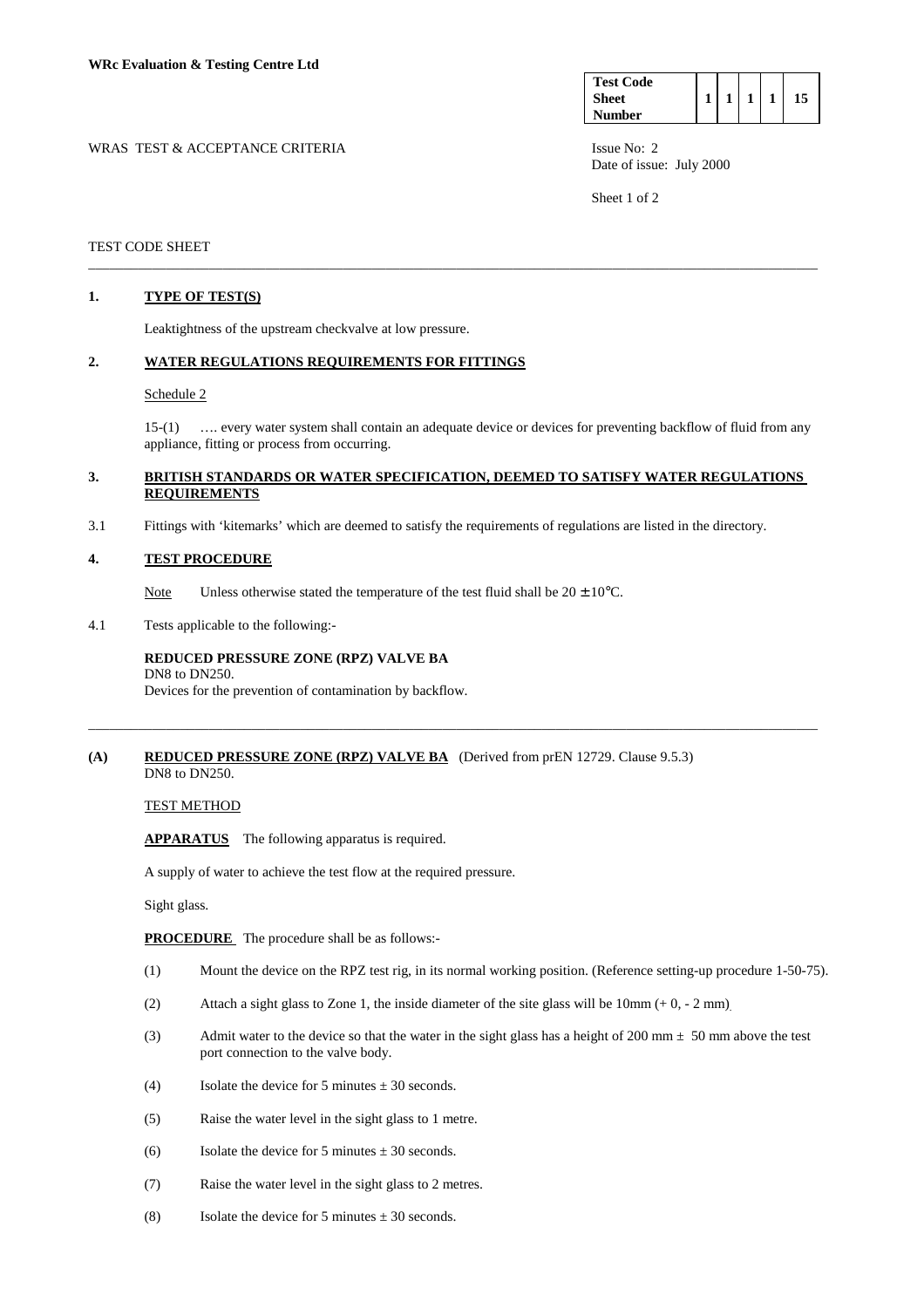**WRc Evaluation & Testing Centre Ltd**

| Test Code Sheet Number | 1 | 1 | 1 | 1 | 15 |
|---|---|---|---|---|---|

WRAS TEST & ACCEPTANCE CRITERIA

Issue No: 2
Date of issue: July 2000

TEST CODE SHEET

---

## 1. TYPE OF TEST(S)

Leaktightness of the upstream checkvalve at low pressure.

## 2. WATER REGULATIONS REQUIREMENTS FOR FITTINGS

Schedule 2

15-(1) …. every water system shall contain an adequate device or devices for preventing backflow of fluid from any appliance, fitting or process from occurring.

## 3. BRITISH STANDARDS OR WATER SPECIFICATION, DEEMED TO SATISFY WATER REGULATIONS REQUIREMENTS

3.1 Fittings with 'kitemarks' which are deemed to satisfy the requirements of regulations are listed in the directory.

## 4. TEST PROCEDURE

Note Unless otherwise stated the temperature of the test fluid shall be 20 ± 10°C.

4.1 Tests applicable to the following:-

**REDUCED PRESSURE ZONE (RPZ) VALVE BA**
DN8 to DN250.
Devices for the prevention of contamination by backflow.

---

## (A) REDUCED PRESSURE ZONE (RPZ) VALVE BA (Derived from prEN 12729. Clause 9.5.3)

DN8 to DN250.

TEST METHOD

**APPARATUS** The following apparatus is required.

A supply of water to achieve the test flow at the required pressure.

Sight glass.

**PROCEDURE** The procedure shall be as follows:-

(1) Mount the device on the RPZ test rig, in its normal working position. (Reference setting-up procedure 1-50-75).

(2) Attach a sight glass to Zone 1, the inside diameter of the site glass will be 10mm (+ 0, - 2 mm).

(3) Admit water to the device so that the water in the sight glass has a height of 200 mm ± 50 mm above the test port connection to the valve body.

(4) Isolate the device for 5 minutes ± 30 seconds.

(5) Raise the water level in the sight glass to 1 metre.

(6) Isolate the device for 5 minutes ± 30 seconds.

(7) Raise the water level in the sight glass to 2 metres.

(8) Isolate the device for 5 minutes ± 30 seconds.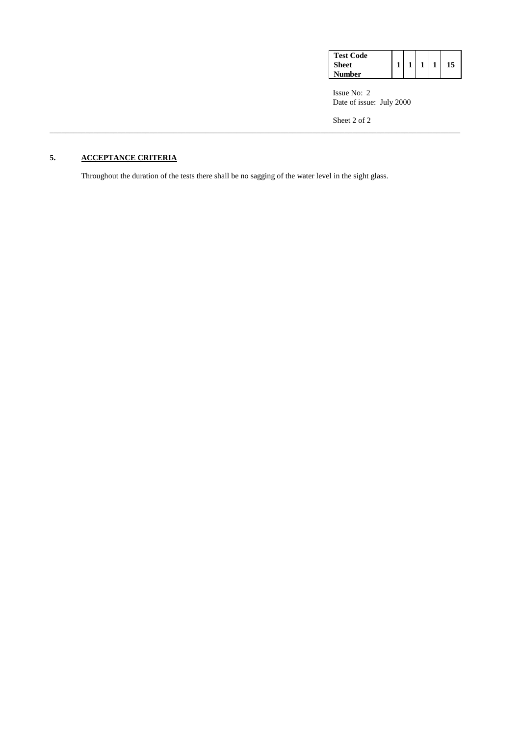## 5. ACCEPTANCE CRITERIA

Throughout the duration of the tests there shall be no sagging of the water level in the sight glass.